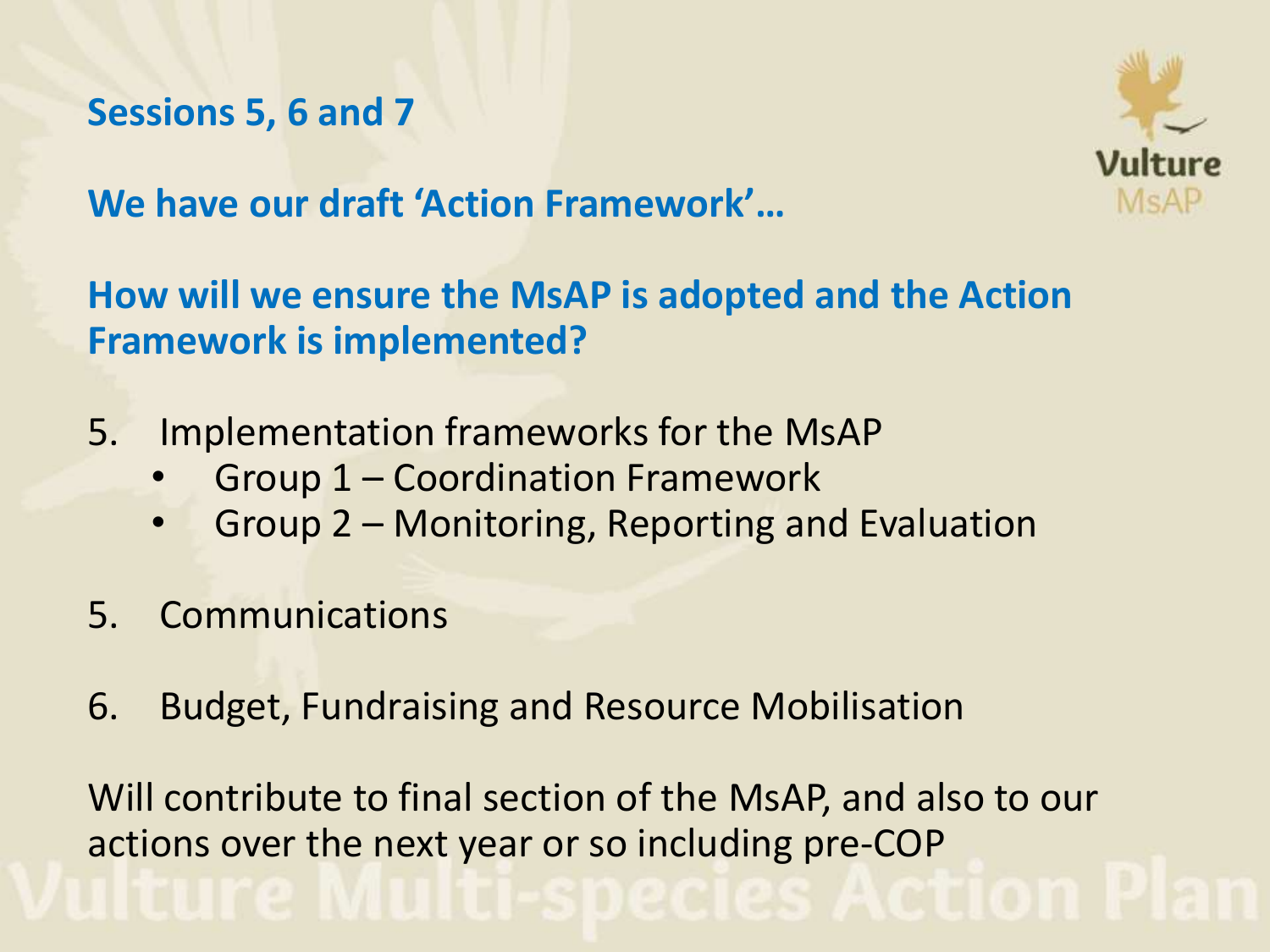**Sessions 5, 6 and 7**

**We have our draft 'Action Framework'…**

**How will we ensure the MsAP is adopted and the Action Framework is implemented?**

5. Implementation frameworks for the MsAP
   - Group 1 – Coordination Framework
   - Group 2 – Monitoring, Reporting and Evaluation

5. Communications

6. Budget, Fundraising and Resource Mobilisation

Will contribute to final section of the MsAP, and also to our actions over the next year or so including pre-COP

Vulture Multi-species Action Plan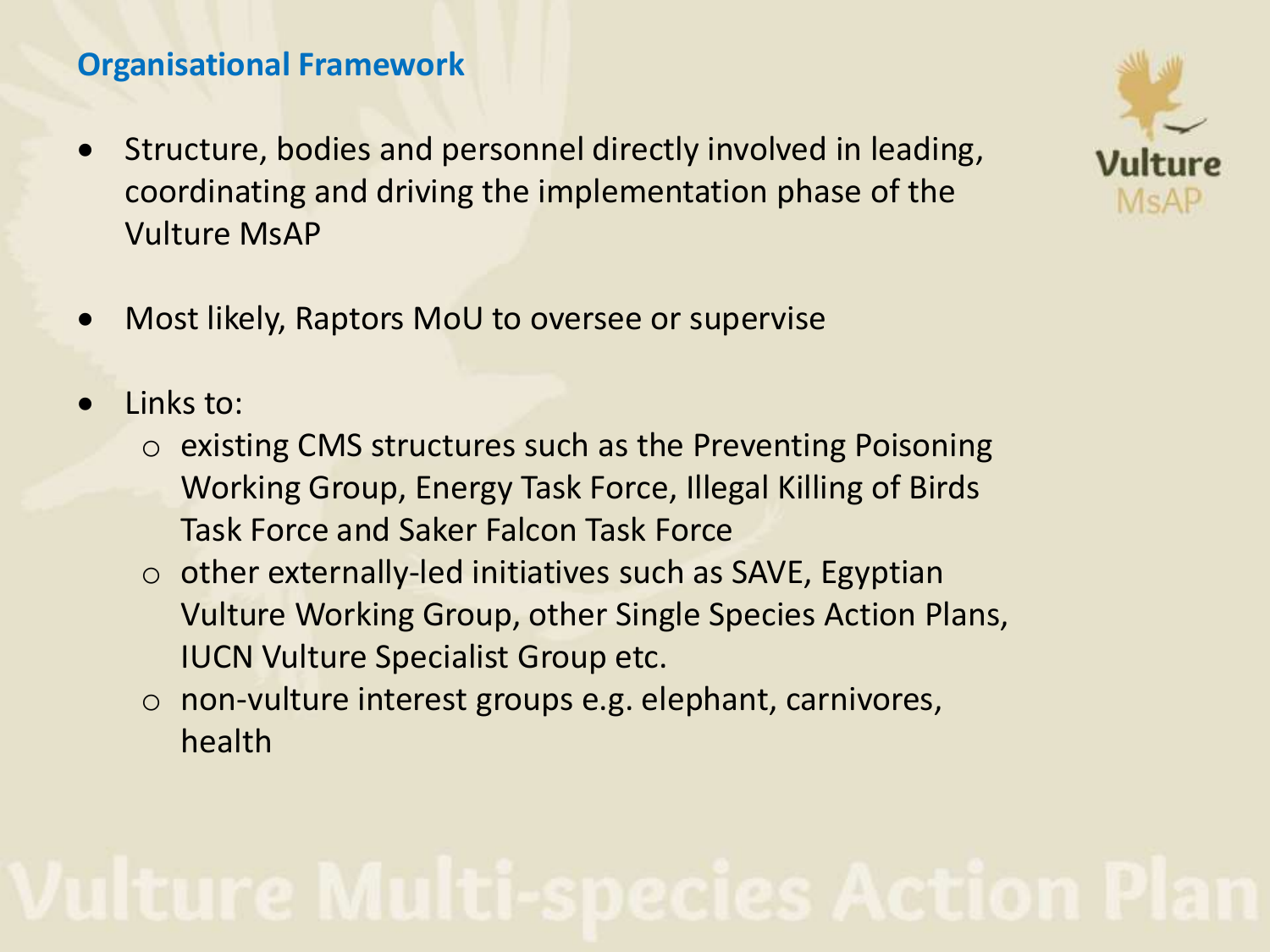## Organisational Framework

- Structure, bodies and personnel directly involved in leading, coordinating and driving the implementation phase of the Vulture MsAP

- Most likely, Raptors MoU to oversee or supervise

- Links to:
  - existing CMS structures such as the Preventing Poisoning Working Group, Energy Task Force, Illegal Killing of Birds Task Force and Saker Falcon Task Force
  - other externally-led initiatives such as SAVE, Egyptian Vulture Working Group, other Single Species Action Plans, IUCN Vulture Specialist Group etc.
  - non-vulture interest groups e.g. elephant, carnivores, health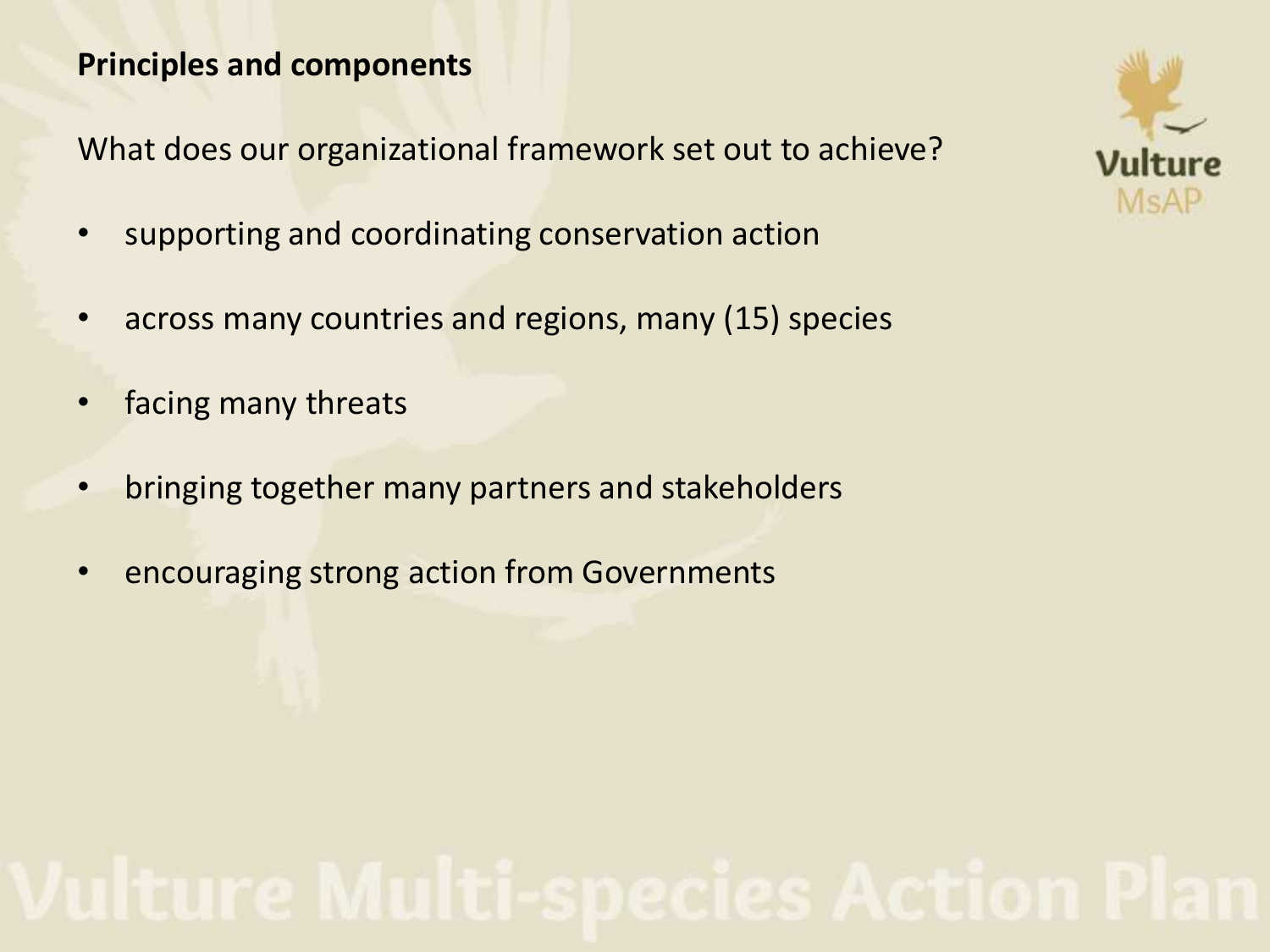**Principles and components**

What does our organizational framework set out to achieve?

- supporting and coordinating conservation action
- across many countries and regions, many (15) species
- facing many threats
- bringing together many partners and stakeholders
- encouraging strong action from Governments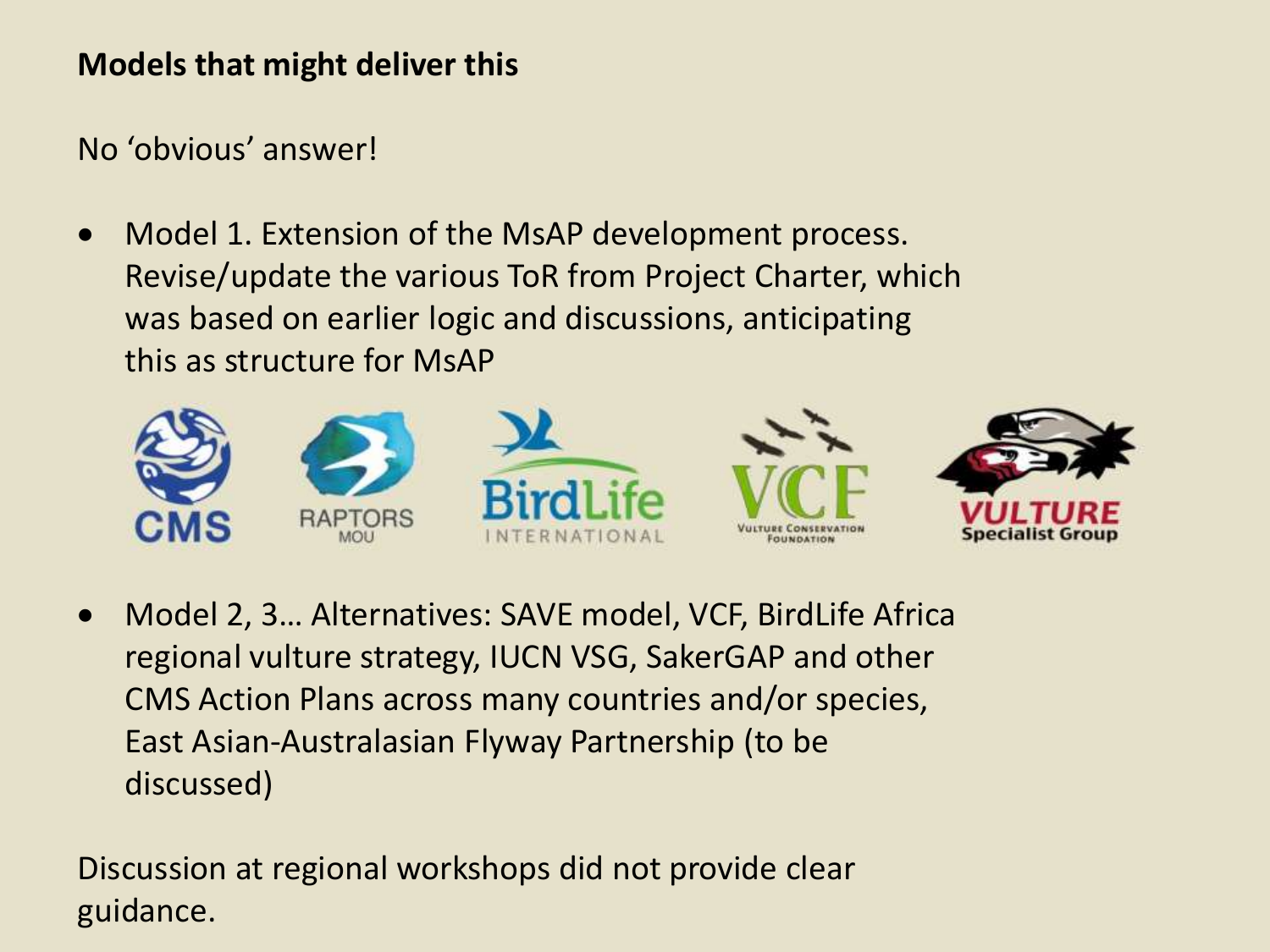**Models that might deliver this**

No 'obvious' answer!

- Model 1. Extension of the MsAP development process. Revise/update the various ToR from Project Charter, which was based on earlier logic and discussions, anticipating this as structure for MsAP
- Model 2, 3… Alternatives: SAVE model, VCF, BirdLife Africa regional vulture strategy, IUCN VSG, SakerGAP and other CMS Action Plans across many countries and/or species, East Asian-Australasian Flyway Partnership (to be discussed)

Discussion at regional workshops did not provide clear guidance.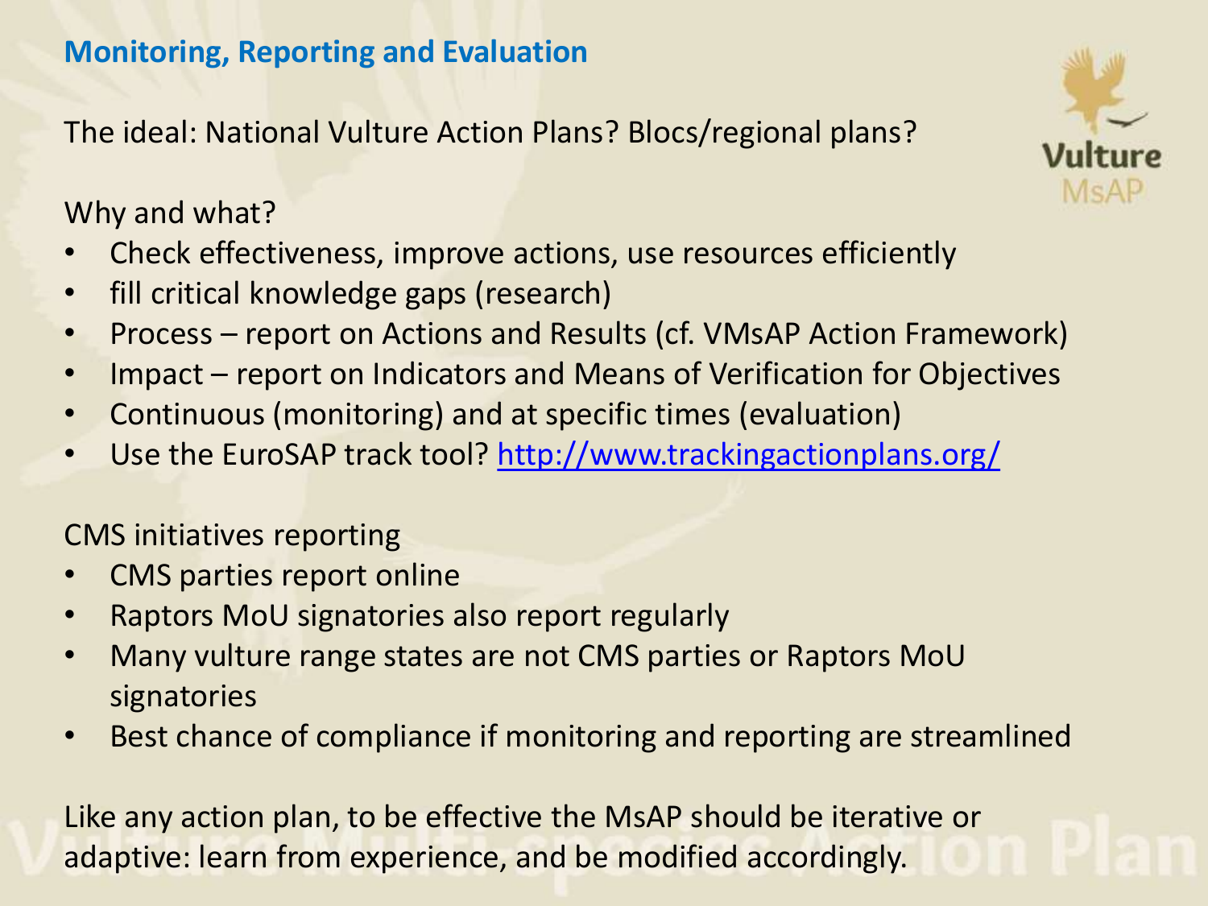## Monitoring, Reporting and Evaluation

The ideal: National Vulture Action Plans? Blocs/regional plans?

Why and what?

- Check effectiveness, improve actions, use resources efficiently
- fill critical knowledge gaps (research)
- Process – report on Actions and Results (cf. VMsAP Action Framework)
- Impact – report on Indicators and Means of Verification for Objectives
- Continuous (monitoring) and at specific times (evaluation)
- Use the EuroSAP track tool? http://www.trackingactionplans.org/

CMS initiatives reporting

- CMS parties report online
- Raptors MoU signatories also report regularly
- Many vulture range states are not CMS parties or Raptors MoU signatories
- Best chance of compliance if monitoring and reporting are streamlined

Like any action plan, to be effective the MsAP should be iterative or adaptive: learn from experience, and be modified accordingly.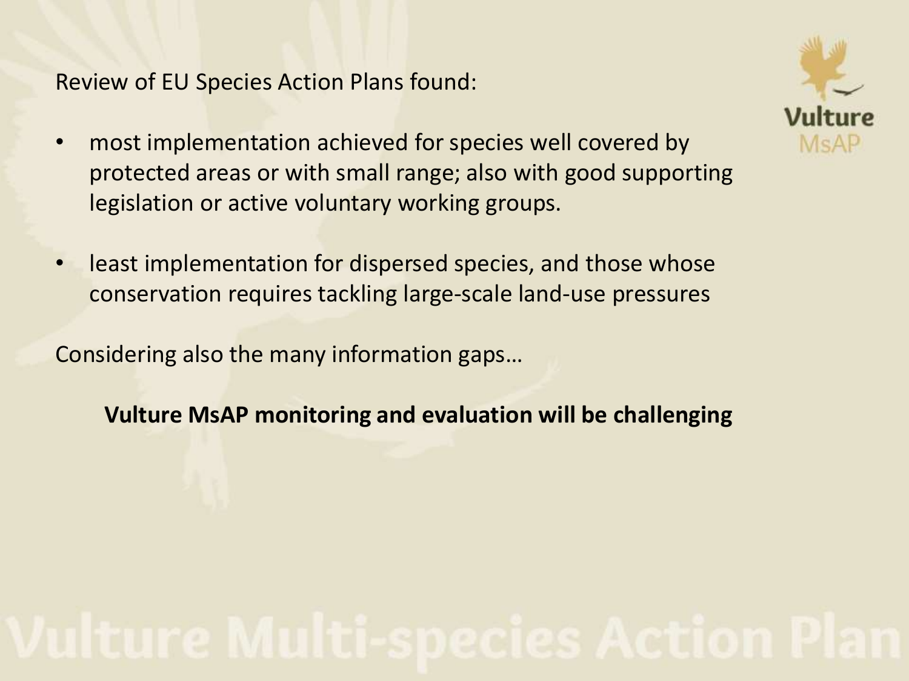Review of EU Species Action Plans found:

- most implementation achieved for species well covered by protected areas or with small range; also with good supporting legislation or active voluntary working groups.
- least implementation for dispersed species, and those whose conservation requires tackling large-scale land-use pressures

Considering also the many information gaps…

**Vulture MsAP monitoring and evaluation will be challenging**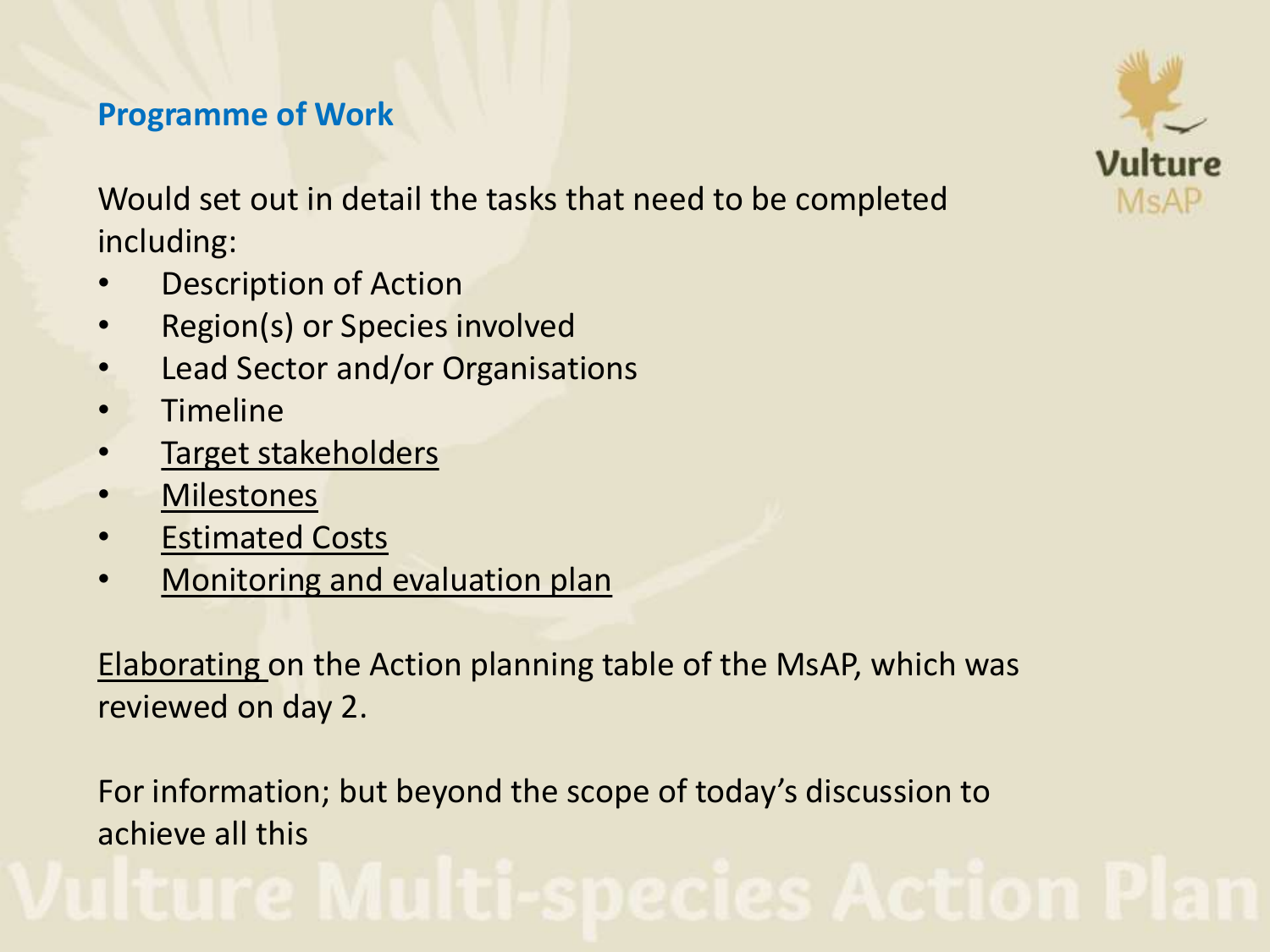## Programme of Work

Would set out in detail the tasks that need to be completed including:

- Description of Action
- Region(s) or Species involved
- Lead Sector and/or Organisations
- Timeline
- Target stakeholders
- Milestones
- Estimated Costs
- Monitoring and evaluation plan

Elaborating on the Action planning table of the MsAP, which was reviewed on day 2.

For information; but beyond the scope of today's discussion to achieve all this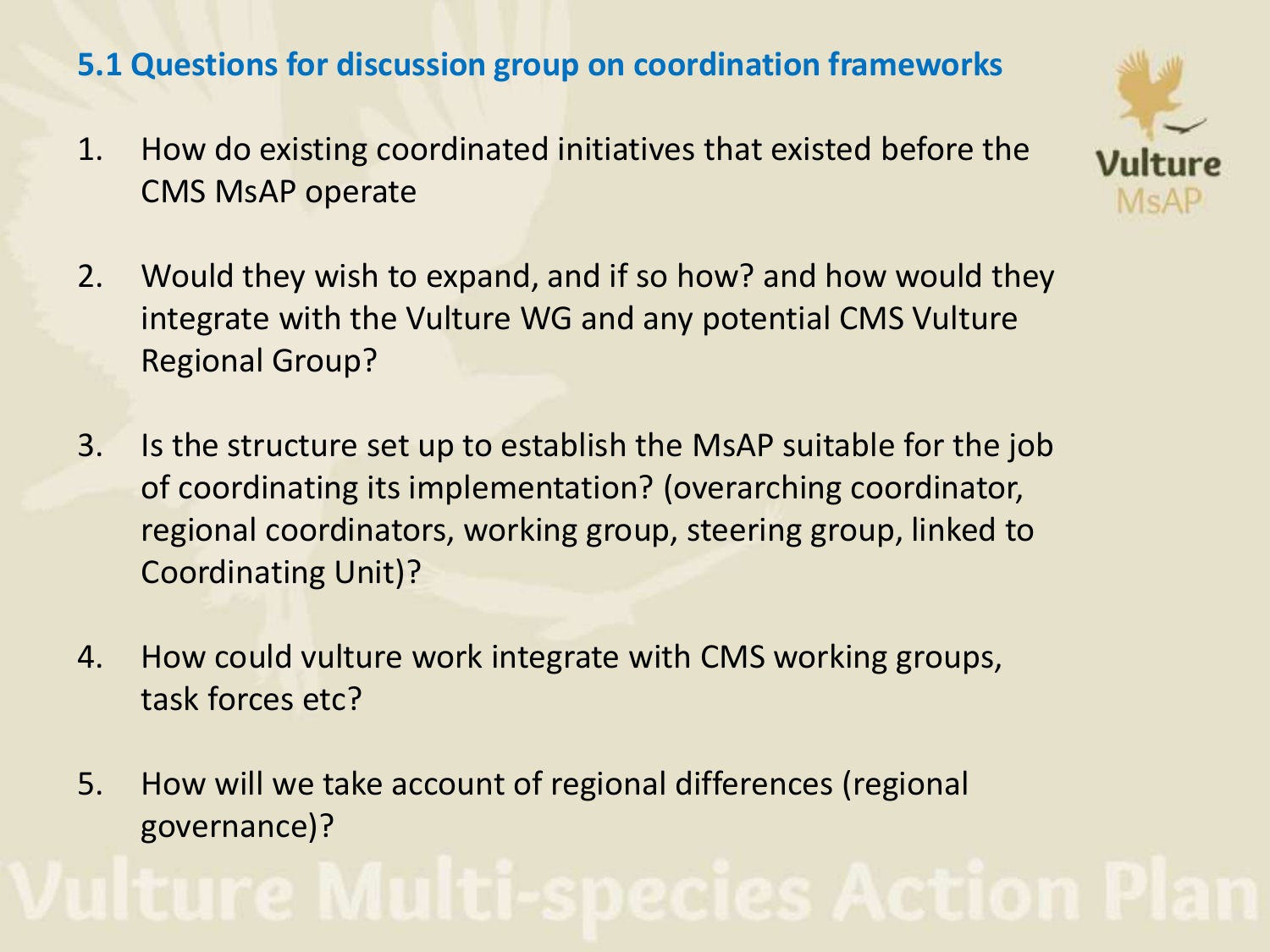## 5.1 Questions for discussion group on coordination frameworks

1. How do existing coordinated initiatives that existed before the CMS MsAP operate

2. Would they wish to expand, and if so how? and how would they integrate with the Vulture WG and any potential CMS Vulture Regional Group?

3. Is the structure set up to establish the MsAP suitable for the job of coordinating its implementation? (overarching coordinator, regional coordinators, working group, steering group, linked to Coordinating Unit)?

4. How could vulture work integrate with CMS working groups, task forces etc?

5. How will we take account of regional differences (regional governance)?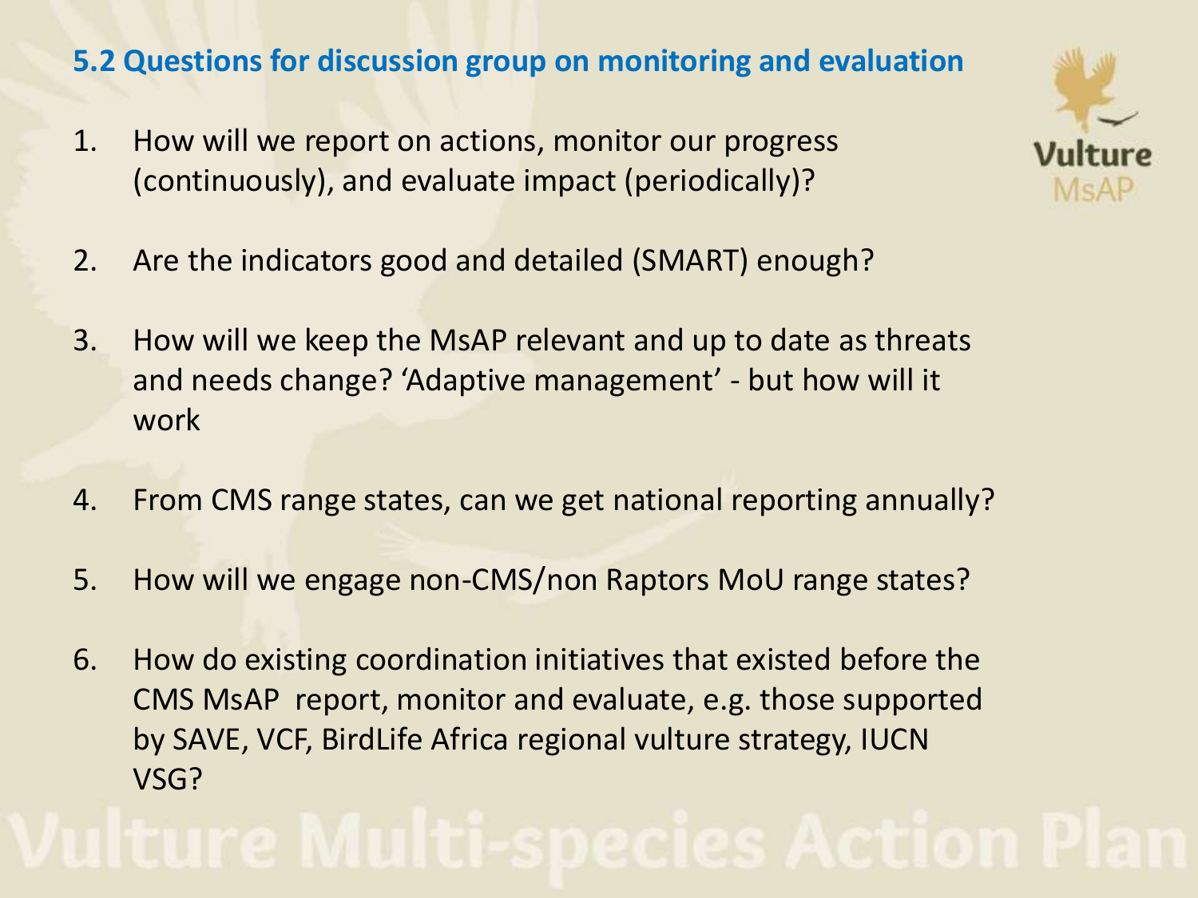## 5.2 Questions for discussion group on monitoring and evaluation

1. How will we report on actions, monitor our progress (continuously), and evaluate impact (periodically)?
2. Are the indicators good and detailed (SMART) enough?
3. How will we keep the MsAP relevant and up to date as threats and needs change? 'Adaptive management' - but how will it work
4. From CMS range states, can we get national reporting annually?
5. How will we engage non-CMS/non Raptors MoU range states?
6. How do existing coordination initiatives that existed before the CMS MsAP report, monitor and evaluate, e.g. those supported by SAVE, VCF, BirdLife Africa regional vulture strategy, IUCN VSG?